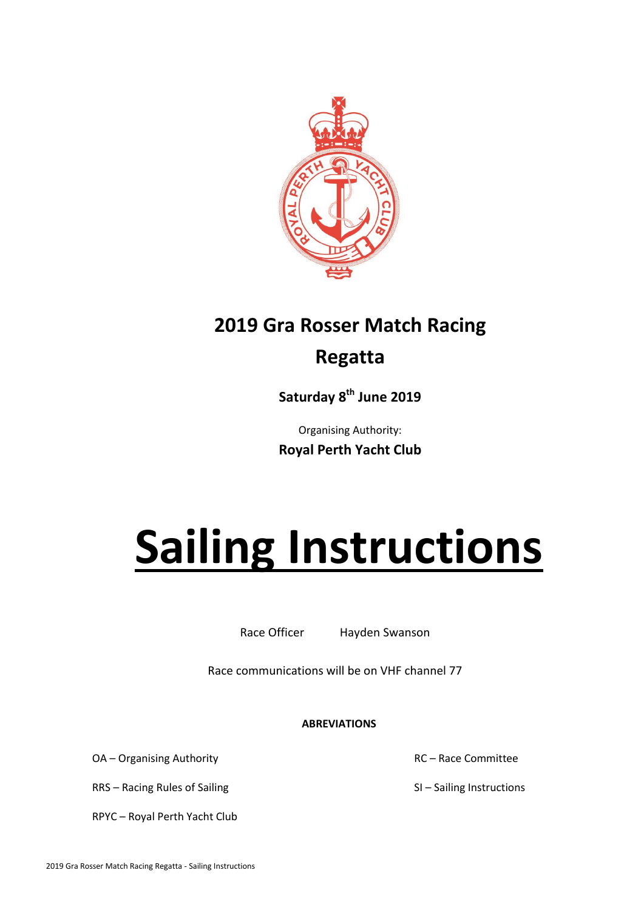# 2019 Gra Rosser Match Racing Regatta

**Saturday 8th June 2019**

Organising Authority:

**Royal Perth Yacht Club**

# Sailing Instructions

Race Officer Hayden Swanson

Race communications will be on VHF channel 77

**ABREVIATIONS**

OA – Organising Authority

RC – Race Committee

RRS – Racing Rules of Sailing

SI – Sailing Instructions

RPYC – Royal Perth Yacht Club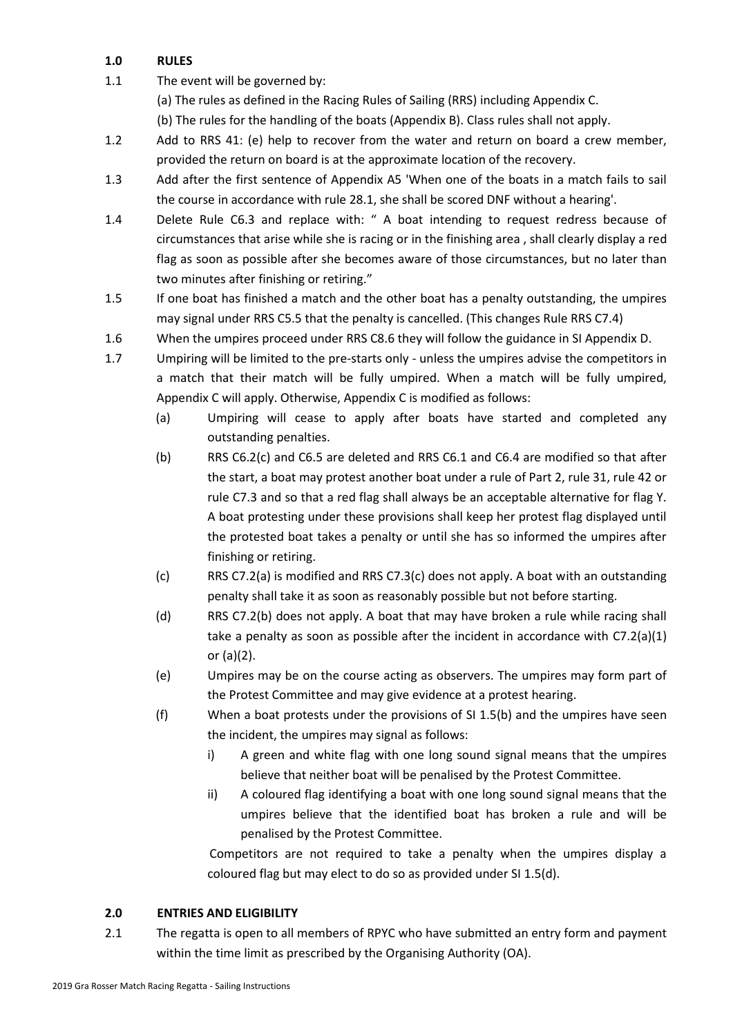## 1.0 RULES

1.1 The event will be governed by:

(a) The rules as defined in the Racing Rules of Sailing (RRS) including Appendix C.

(b) The rules for the handling of the boats (Appendix B). Class rules shall not apply.

1.2 Add to RRS 41: (e) help to recover from the water and return on board a crew member, provided the return on board is at the approximate location of the recovery.

1.3 Add after the first sentence of Appendix A5 'When one of the boats in a match fails to sail the course in accordance with rule 28.1, she shall be scored DNF without a hearing'.

1.4 Delete Rule C6.3 and replace with: " A boat intending to request redress because of circumstances that arise while she is racing or in the finishing area , shall clearly display a red flag as soon as possible after she becomes aware of those circumstances, but no later than two minutes after finishing or retiring."

1.5 If one boat has finished a match and the other boat has a penalty outstanding, the umpires may signal under RRS C5.5 that the penalty is cancelled. (This changes Rule RRS C7.4)

1.6 When the umpires proceed under RRS C8.6 they will follow the guidance in SI Appendix D.

1.7 Umpiring will be limited to the pre-starts only - unless the umpires advise the competitors in a match that their match will be fully umpired. When a match will be fully umpired, Appendix C will apply. Otherwise, Appendix C is modified as follows:

(a) Umpiring will cease to apply after boats have started and completed any outstanding penalties.

(b) RRS C6.2(c) and C6.5 are deleted and RRS C6.1 and C6.4 are modified so that after the start, a boat may protest another boat under a rule of Part 2, rule 31, rule 42 or rule C7.3 and so that a red flag shall always be an acceptable alternative for flag Y. A boat protesting under these provisions shall keep her protest flag displayed until the protested boat takes a penalty or until she has so informed the umpires after finishing or retiring.

(c) RRS C7.2(a) is modified and RRS C7.3(c) does not apply. A boat with an outstanding penalty shall take it as soon as reasonably possible but not before starting.

(d) RRS C7.2(b) does not apply. A boat that may have broken a rule while racing shall take a penalty as soon as possible after the incident in accordance with C7.2(a)(1) or (a)(2).

(e) Umpires may be on the course acting as observers. The umpires may form part of the Protest Committee and may give evidence at a protest hearing.

(f) When a boat protests under the provisions of SI 1.5(b) and the umpires have seen the incident, the umpires may signal as follows:

i) A green and white flag with one long sound signal means that the umpires believe that neither boat will be penalised by the Protest Committee.

ii) A coloured flag identifying a boat with one long sound signal means that the umpires believe that the identified boat has broken a rule and will be penalised by the Protest Committee.

Competitors are not required to take a penalty when the umpires display a coloured flag but may elect to do so as provided under SI 1.5(d).

## 2.0 ENTRIES AND ELIGIBILITY

2.1 The regatta is open to all members of RPYC who have submitted an entry form and payment within the time limit as prescribed by the Organising Authority (OA).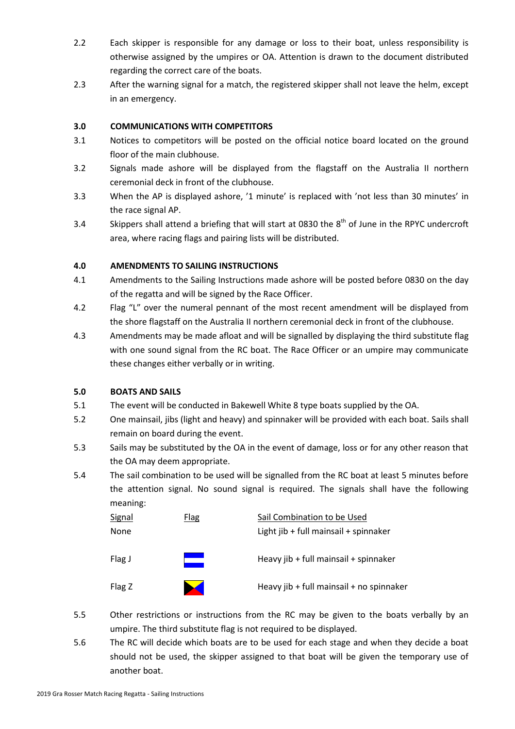2.2 Each skipper is responsible for any damage or loss to their boat, unless responsibility is otherwise assigned by the umpires or OA. Attention is drawn to the document distributed regarding the correct care of the boats.

2.3 After the warning signal for a match, the registered skipper shall not leave the helm, except in an emergency.

## 3.0 COMMUNICATIONS WITH COMPETITORS

3.1 Notices to competitors will be posted on the official notice board located on the ground floor of the main clubhouse.

3.2 Signals made ashore will be displayed from the flagstaff on the Australia II northern ceremonial deck in front of the clubhouse.

3.3 When the AP is displayed ashore, '1 minute' is replaced with 'not less than 30 minutes' in the race signal AP.

3.4 Skippers shall attend a briefing that will start at 0830 the 8th of June in the RPYC undercroft area, where racing flags and pairing lists will be distributed.

## 4.0 AMENDMENTS TO SAILING INSTRUCTIONS

4.1 Amendments to the Sailing Instructions made ashore will be posted before 0830 on the day of the regatta and will be signed by the Race Officer.

4.2 Flag "L" over the numeral pennant of the most recent amendment will be displayed from the shore flagstaff on the Australia II northern ceremonial deck in front of the clubhouse.

4.3 Amendments may be made afloat and will be signalled by displaying the third substitute flag with one sound signal from the RC boat. The Race Officer or an umpire may communicate these changes either verbally or in writing.

## 5.0 BOATS AND SAILS

5.1 The event will be conducted in Bakewell White 8 type boats supplied by the OA.

5.2 One mainsail, jibs (light and heavy) and spinnaker will be provided with each boat. Sails shall remain on board during the event.

5.3 Sails may be substituted by the OA in the event of damage, loss or for any other reason that the OA may deem appropriate.

5.4 The sail combination to be used will be signalled from the RC boat at least 5 minutes before the attention signal. No sound signal is required. The signals shall have the following meaning:

| Signal | Flag | Sail Combination to be Used |
|---|---|---|
| None | | Light jib + full mainsail + spinnaker |
| Flag J | | Heavy jib + full mainsail + spinnaker |
| Flag Z | | Heavy jib + full mainsail + no spinnaker |

5.5 Other restrictions or instructions from the RC may be given to the boats verbally by an umpire. The third substitute flag is not required to be displayed.

5.6 The RC will decide which boats are to be used for each stage and when they decide a boat should not be used, the skipper assigned to that boat will be given the temporary use of another boat.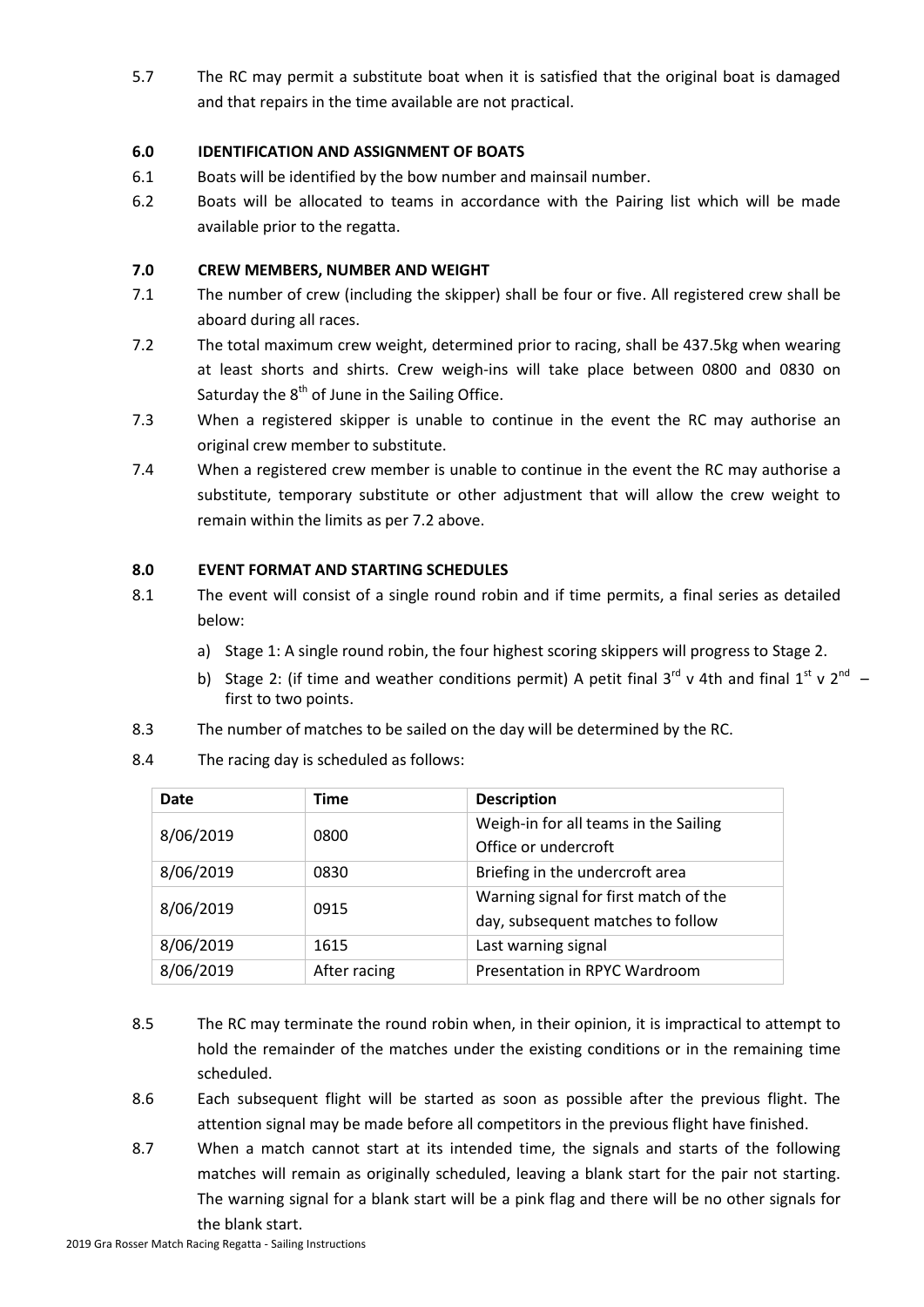5.7 The RC may permit a substitute boat when it is satisfied that the original boat is damaged and that repairs in the time available are not practical.

## 6.0 IDENTIFICATION AND ASSIGNMENT OF BOATS

6.1 Boats will be identified by the bow number and mainsail number.

6.2 Boats will be allocated to teams in accordance with the Pairing list which will be made available prior to the regatta.

## 7.0 CREW MEMBERS, NUMBER AND WEIGHT

7.1 The number of crew (including the skipper) shall be four or five. All registered crew shall be aboard during all races.

7.2 The total maximum crew weight, determined prior to racing, shall be 437.5kg when wearing at least shorts and shirts. Crew weigh-ins will take place between 0800 and 0830 on Saturday the 8th of June in the Sailing Office.

7.3 When a registered skipper is unable to continue in the event the RC may authorise an original crew member to substitute.

7.4 When a registered crew member is unable to continue in the event the RC may authorise a substitute, temporary substitute or other adjustment that will allow the crew weight to remain within the limits as per 7.2 above.

## 8.0 EVENT FORMAT AND STARTING SCHEDULES

8.1 The event will consist of a single round robin and if time permits, a final series as detailed below:

a) Stage 1: A single round robin, the four highest scoring skippers will progress to Stage 2.

b) Stage 2: (if time and weather conditions permit) A petit final 3rd v 4th and final 1st v 2nd – first to two points.

8.3 The number of matches to be sailed on the day will be determined by the RC.

8.4 The racing day is scheduled as follows:

| Date | Time | Description |
|---|---|---|
| 8/06/2019 | 0800 | Weigh-in for all teams in the Sailing Office or undercroft |
| 8/06/2019 | 0830 | Briefing in the undercroft area |
| 8/06/2019 | 0915 | Warning signal for first match of the day, subsequent matches to follow |
| 8/06/2019 | 1615 | Last warning signal |
| 8/06/2019 | After racing | Presentation in RPYC Wardroom |

8.5 The RC may terminate the round robin when, in their opinion, it is impractical to attempt to hold the remainder of the matches under the existing conditions or in the remaining time scheduled.

8.6 Each subsequent flight will be started as soon as possible after the previous flight. The attention signal may be made before all competitors in the previous flight have finished.

8.7 When a match cannot start at its intended time, the signals and starts of the following matches will remain as originally scheduled, leaving a blank start for the pair not starting. The warning signal for a blank start will be a pink flag and there will be no other signals for the blank start.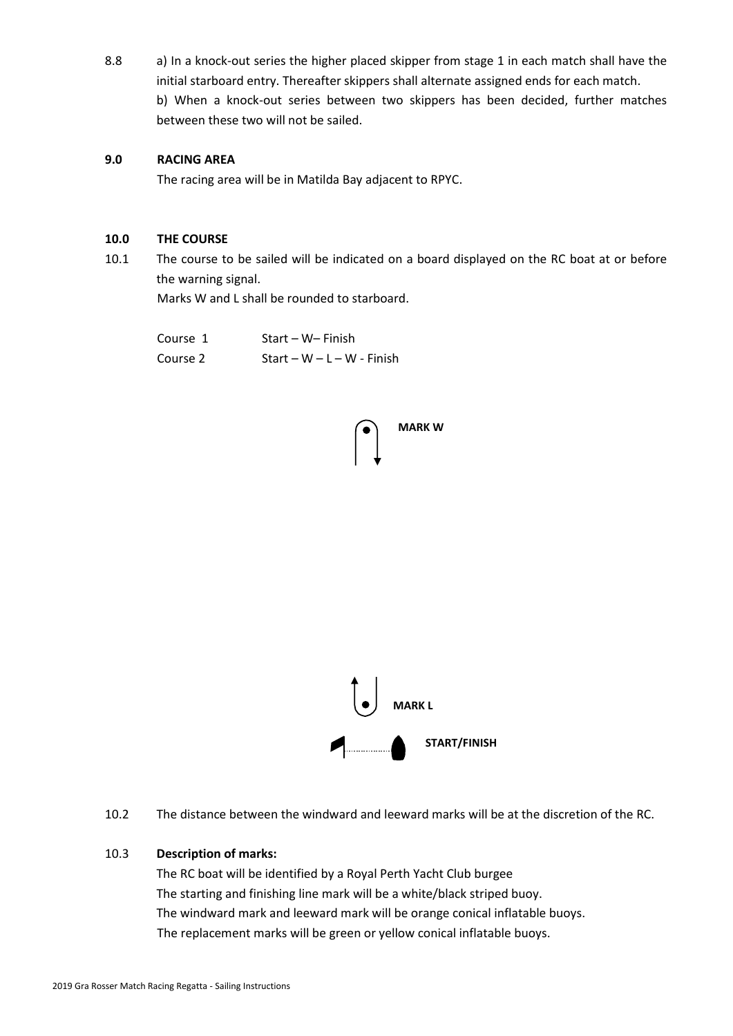8.8 a) In a knock-out series the higher placed skipper from stage 1 in each match shall have the initial starboard entry. Thereafter skippers shall alternate assigned ends for each match.

b) When a knock-out series between two skippers has been decided, further matches between these two will not be sailed.

## 9.0 RACING AREA

The racing area will be in Matilda Bay adjacent to RPYC.

## 10.0 THE COURSE

10.1 The course to be sailed will be indicated on a board displayed on the RC boat at or before the warning signal.

Marks W and L shall be rounded to starboard.

| | |
|---|---|
| Course 1 | Start – W– Finish |
| Course 2 | Start – W – L – W - Finish |

MARK W

MARK L

START/FINISH

10.2 The distance between the windward and leeward marks will be at the discretion of the RC.

10.3 **Description of marks:**

The RC boat will be identified by a Royal Perth Yacht Club burgee

The starting and finishing line mark will be a white/black striped buoy.

The windward mark and leeward mark will be orange conical inflatable buoys.

The replacement marks will be green or yellow conical inflatable buoys.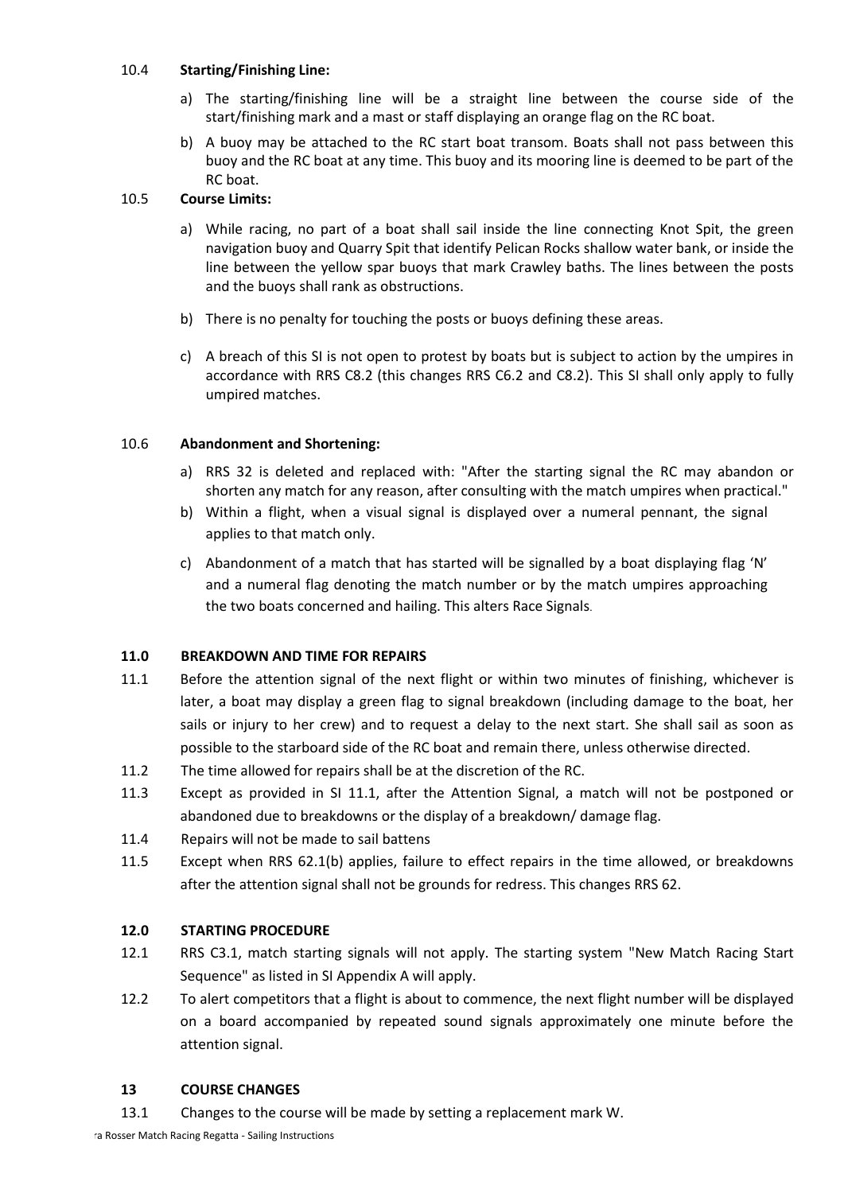### 10.4 **Starting/Finishing Line:**

a) The starting/finishing line will be a straight line between the course side of the start/finishing mark and a mast or staff displaying an orange flag on the RC boat.

b) A buoy may be attached to the RC start boat transom. Boats shall not pass between this buoy and the RC boat at any time. This buoy and its mooring line is deemed to be part of the RC boat.

### 10.5 **Course Limits:**

a) While racing, no part of a boat shall sail inside the line connecting Knot Spit, the green navigation buoy and Quarry Spit that identify Pelican Rocks shallow water bank, or inside the line between the yellow spar buoys that mark Crawley baths. The lines between the posts and the buoys shall rank as obstructions.

b) There is no penalty for touching the posts or buoys defining these areas.

c) A breach of this SI is not open to protest by boats but is subject to action by the umpires in accordance with RRS C8.2 (this changes RRS C6.2 and C8.2). This SI shall only apply to fully umpired matches.

### 10.6 **Abandonment and Shortening:**

a) RRS 32 is deleted and replaced with: "After the starting signal the RC may abandon or shorten any match for any reason, after consulting with the match umpires when practical."

b) Within a flight, when a visual signal is displayed over a numeral pennant, the signal applies to that match only.

c) Abandonment of a match that has started will be signalled by a boat displaying flag 'N' and a numeral flag denoting the match number or by the match umpires approaching the two boats concerned and hailing. This alters Race Signals.

## 11.0 BREAKDOWN AND TIME FOR REPAIRS

11.1 Before the attention signal of the next flight or within two minutes of finishing, whichever is later, a boat may display a green flag to signal breakdown (including damage to the boat, her sails or injury to her crew) and to request a delay to the next start. She shall sail as soon as possible to the starboard side of the RC boat and remain there, unless otherwise directed.

11.2 The time allowed for repairs shall be at the discretion of the RC.

11.3 Except as provided in SI 11.1, after the Attention Signal, a match will not be postponed or abandoned due to breakdowns or the display of a breakdown/ damage flag.

11.4 Repairs will not be made to sail battens

11.5 Except when RRS 62.1(b) applies, failure to effect repairs in the time allowed, or breakdowns after the attention signal shall not be grounds for redress. This changes RRS 62.

## 12.0 STARTING PROCEDURE

12.1 RRS C3.1, match starting signals will not apply. The starting system "New Match Racing Start Sequence" as listed in SI Appendix A will apply.

12.2 To alert competitors that a flight is about to commence, the next flight number will be displayed on a board accompanied by repeated sound signals approximately one minute before the attention signal.

## 13 COURSE CHANGES

13.1 Changes to the course will be made by setting a replacement mark W.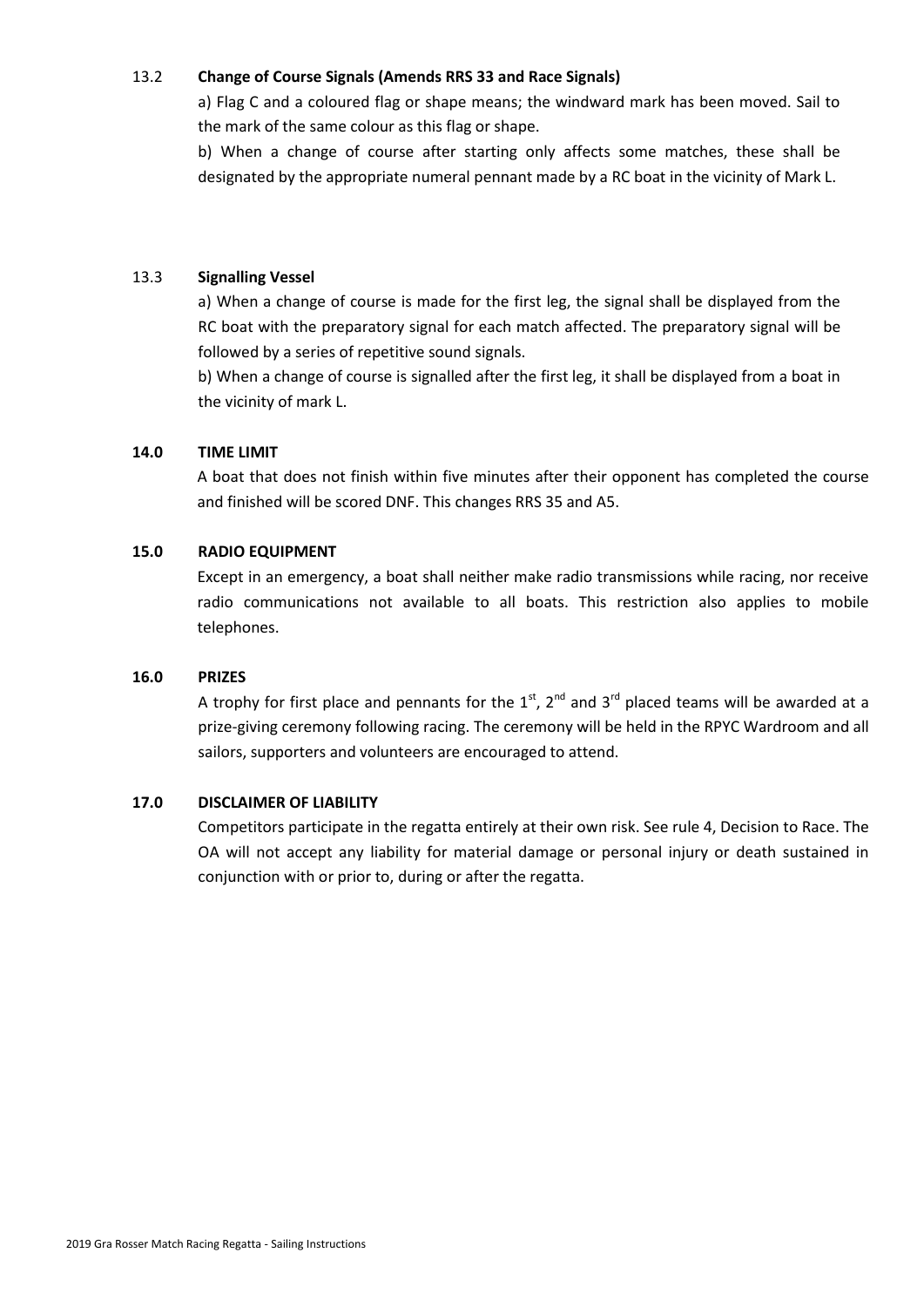13.2 **Change of Course Signals (Amends RRS 33 and Race Signals)**

a) Flag C and a coloured flag or shape means; the windward mark has been moved. Sail to the mark of the same colour as this flag or shape.

b) When a change of course after starting only affects some matches, these shall be designated by the appropriate numeral pennant made by a RC boat in the vicinity of Mark L.

13.3 **Signalling Vessel**

a) When a change of course is made for the first leg, the signal shall be displayed from the RC boat with the preparatory signal for each match affected. The preparatory signal will be followed by a series of repetitive sound signals.

b) When a change of course is signalled after the first leg, it shall be displayed from a boat in the vicinity of mark L.

## 14.0 TIME LIMIT

A boat that does not finish within five minutes after their opponent has completed the course and finished will be scored DNF. This changes RRS 35 and A5.

## 15.0 RADIO EQUIPMENT

Except in an emergency, a boat shall neither make radio transmissions while racing, nor receive radio communications not available to all boats. This restriction also applies to mobile telephones.

## 16.0 PRIZES

A trophy for first place and pennants for the 1st, 2nd and 3rd placed teams will be awarded at a prize-giving ceremony following racing. The ceremony will be held in the RPYC Wardroom and all sailors, supporters and volunteers are encouraged to attend.

## 17.0 DISCLAIMER OF LIABILITY

Competitors participate in the regatta entirely at their own risk. See rule 4, Decision to Race. The OA will not accept any liability for material damage or personal injury or death sustained in conjunction with or prior to, during or after the regatta.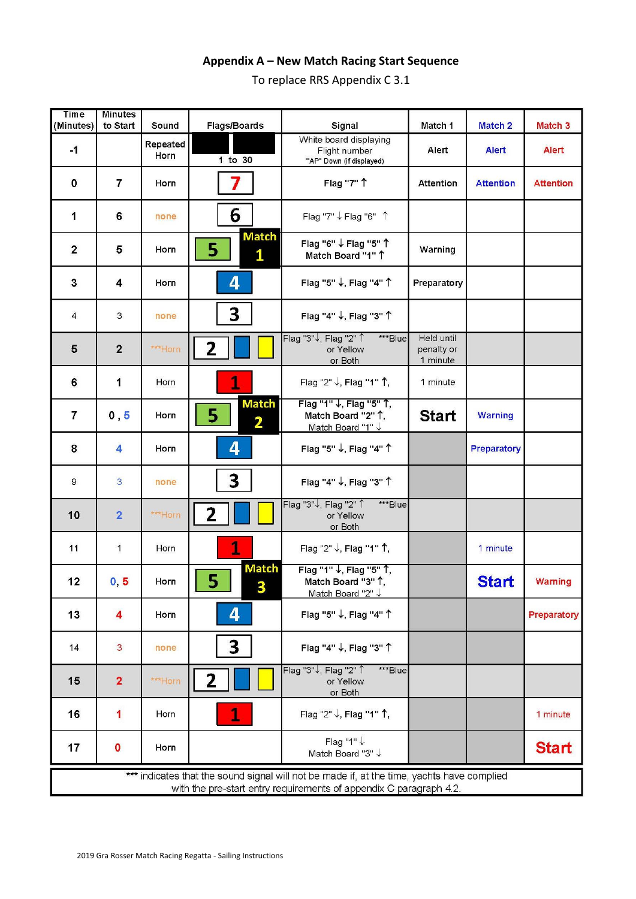## Appendix A – New Match Racing Start Sequence

To replace RRS Appendix C 3.1

| Time (Minutes) | Minutes to Start | Sound | Flags/Boards | Signal | Match 1 | Match 2 | Match 3 |
|---|---|---|---|---|---|---|---|
| -1 | | Repeated Horn | 1 to 30 | White board displaying Flight number "AP" Down (if displayed) | Alert | Alert | Alert |
| 0 | 7 | Horn | 7 | Flag "7" ↑ | Attention | Attention | Attention |
| 1 | 6 | none | 6 | Flag "7" ↓ Flag "6" ↑ | | | |
| 2 | 5 | Horn | 5 Match 1 | Flag "6" ↓ Flag "5" ↑ Match Board "1" ↑ | Warning | | |
| 3 | 4 | Horn | 4 | Flag "5" ↓, Flag "4" ↑ | Preparatory | | |
| 4 | 3 | none | 3 | Flag "4" ↓, Flag "3" ↑ | | | |
| 5 | 2 | ***Horn | 2 | Flag "3"↓, Flag "2" ↑ ***Blue or Yellow or Both | Held until penalty or 1 minute | | |
| 6 | 1 | Horn | 1 | Flag "2" ↓, Flag "1" ↑, | 1 minute | | |
| 7 | 0 , 5 | Horn | 5 Match 2 | Flag "1" ↓, Flag "5" ↑, Match Board "2" ↑, Match Board "1" ↓ | Start | Warning | |
| 8 | 4 | Horn | 4 | Flag "5" ↓, Flag "4" ↑ | | Preparatory | |
| 9 | 3 | none | 3 | Flag "4" ↓, Flag "3" ↑ | | | |
| 10 | 2 | ***Horn | 2 | Flag "3"↓, Flag "2" ↑ ***Blue or Yellow or Both | | | |
| 11 | 1 | Horn | 1 | Flag "2" ↓, Flag "1" ↑, | | 1 minute | |
| 12 | 0, 5 | Horn | 5 Match 3 | Flag "1" ↓, Flag "5" ↑, Match Board "3" ↑, Match Board "2" ↓ | | Start | Warning |
| 13 | 4 | Horn | 4 | Flag "5" ↓, Flag "4" ↑ | | | Preparatory |
| 14 | 3 | none | 3 | Flag "4" ↓, Flag "3" ↑ | | | |
| 15 | 2 | ***Horn | 2 | Flag "3"↓, Flag "2" ↑ ***Blue or Yellow or Both | | | |
| 16 | 1 | Horn | 1 | Flag "2" ↓, Flag "1" ↑, | | | 1 minute |
| 17 | 0 | Horn | | Flag "1" ↓ Match Board "3" ↓ | | | Start |

*** indicates that the sound signal will not be made if, at the time, yachts have complied with the pre-start entry requirements of appendix C paragraph 4.2.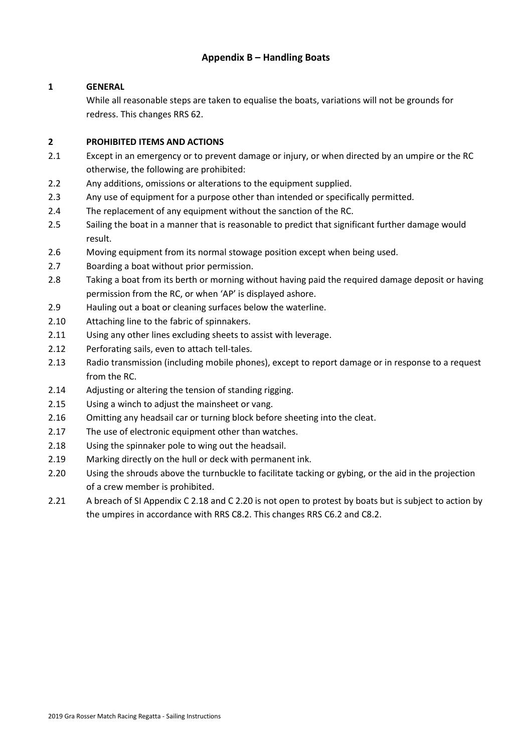## Appendix B – Handling Boats

### 1 GENERAL

While all reasonable steps are taken to equalise the boats, variations will not be grounds for redress. This changes RRS 62.

### 2 PROHIBITED ITEMS AND ACTIONS

2.1 Except in an emergency or to prevent damage or injury, or when directed by an umpire or the RC otherwise, the following are prohibited:

2.2 Any additions, omissions or alterations to the equipment supplied.

2.3 Any use of equipment for a purpose other than intended or specifically permitted.

2.4 The replacement of any equipment without the sanction of the RC.

2.5 Sailing the boat in a manner that is reasonable to predict that significant further damage would result.

2.6 Moving equipment from its normal stowage position except when being used.

2.7 Boarding a boat without prior permission.

2.8 Taking a boat from its berth or morning without having paid the required damage deposit or having permission from the RC, or when 'AP' is displayed ashore.

2.9 Hauling out a boat or cleaning surfaces below the waterline.

2.10 Attaching line to the fabric of spinnakers.

2.11 Using any other lines excluding sheets to assist with leverage.

2.12 Perforating sails, even to attach tell-tales.

2.13 Radio transmission (including mobile phones), except to report damage or in response to a request from the RC.

2.14 Adjusting or altering the tension of standing rigging.

2.15 Using a winch to adjust the mainsheet or vang.

2.16 Omitting any headsail car or turning block before sheeting into the cleat.

2.17 The use of electronic equipment other than watches.

2.18 Using the spinnaker pole to wing out the headsail.

2.19 Marking directly on the hull or deck with permanent ink.

2.20 Using the shrouds above the turnbuckle to facilitate tacking or gybing, or the aid in the projection of a crew member is prohibited.

2.21 A breach of SI Appendix C 2.18 and C 2.20 is not open to protest by boats but is subject to action by the umpires in accordance with RRS C8.2. This changes RRS C6.2 and C8.2.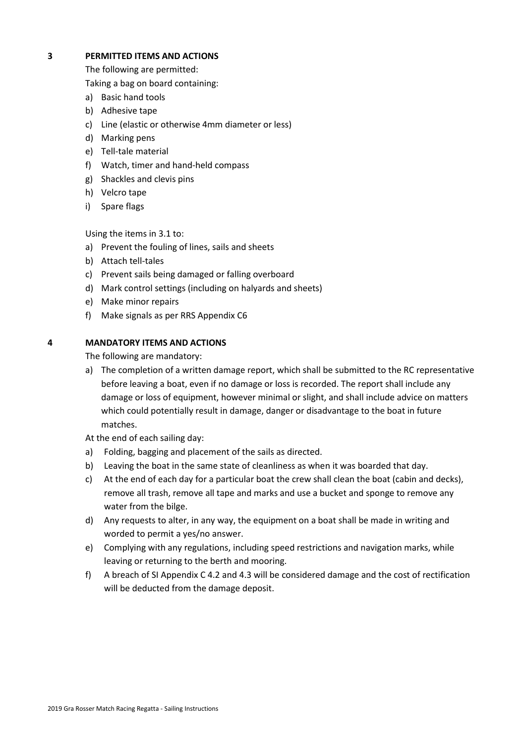## 3 PERMITTED ITEMS AND ACTIONS

The following are permitted:

Taking a bag on board containing:

a) Basic hand tools
b) Adhesive tape
c) Line (elastic or otherwise 4mm diameter or less)
d) Marking pens
e) Tell-tale material
f) Watch, timer and hand-held compass
g) Shackles and clevis pins
h) Velcro tape
i) Spare flags

Using the items in 3.1 to:

a) Prevent the fouling of lines, sails and sheets
b) Attach tell-tales
c) Prevent sails being damaged or falling overboard
d) Mark control settings (including on halyards and sheets)
e) Make minor repairs
f) Make signals as per RRS Appendix C6

## 4 MANDATORY ITEMS AND ACTIONS

The following are mandatory:

a) The completion of a written damage report, which shall be submitted to the RC representative before leaving a boat, even if no damage or loss is recorded. The report shall include any damage or loss of equipment, however minimal or slight, and shall include advice on matters which could potentially result in damage, danger or disadvantage to the boat in future matches.

At the end of each sailing day:

a) Folding, bagging and placement of the sails as directed.
b) Leaving the boat in the same state of cleanliness as when it was boarded that day.
c) At the end of each day for a particular boat the crew shall clean the boat (cabin and decks), remove all trash, remove all tape and marks and use a bucket and sponge to remove any water from the bilge.
d) Any requests to alter, in any way, the equipment on a boat shall be made in writing and worded to permit a yes/no answer.
e) Complying with any regulations, including speed restrictions and navigation marks, while leaving or returning to the berth and mooring.
f) A breach of SI Appendix C 4.2 and 4.3 will be considered damage and the cost of rectification will be deducted from the damage deposit.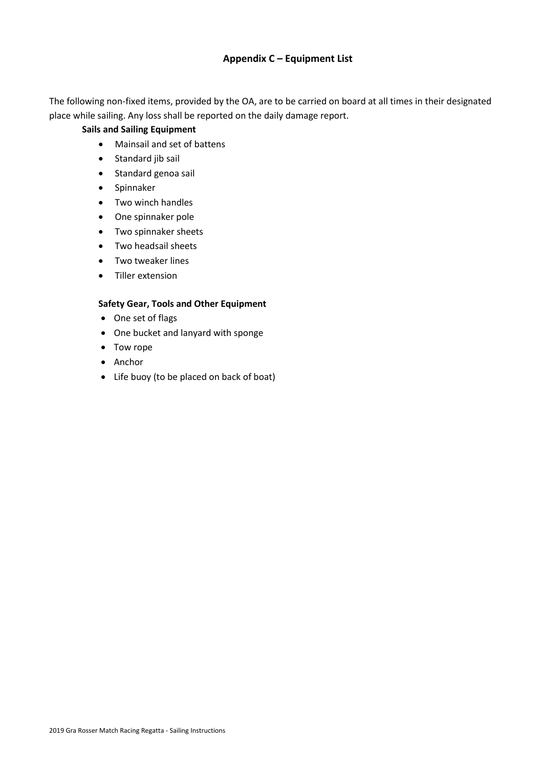## Appendix C – Equipment List

The following non-fixed items, provided by the OA, are to be carried on board at all times in their designated place while sailing. Any loss shall be reported on the daily damage report.

**Sails and Sailing Equipment**

- Mainsail and set of battens
- Standard jib sail
- Standard genoa sail
- Spinnaker
- Two winch handles
- One spinnaker pole
- Two spinnaker sheets
- Two headsail sheets
- Two tweaker lines
- Tiller extension

**Safety Gear, Tools and Other Equipment**

- One set of flags
- One bucket and lanyard with sponge
- Tow rope
- Anchor
- Life buoy (to be placed on back of boat)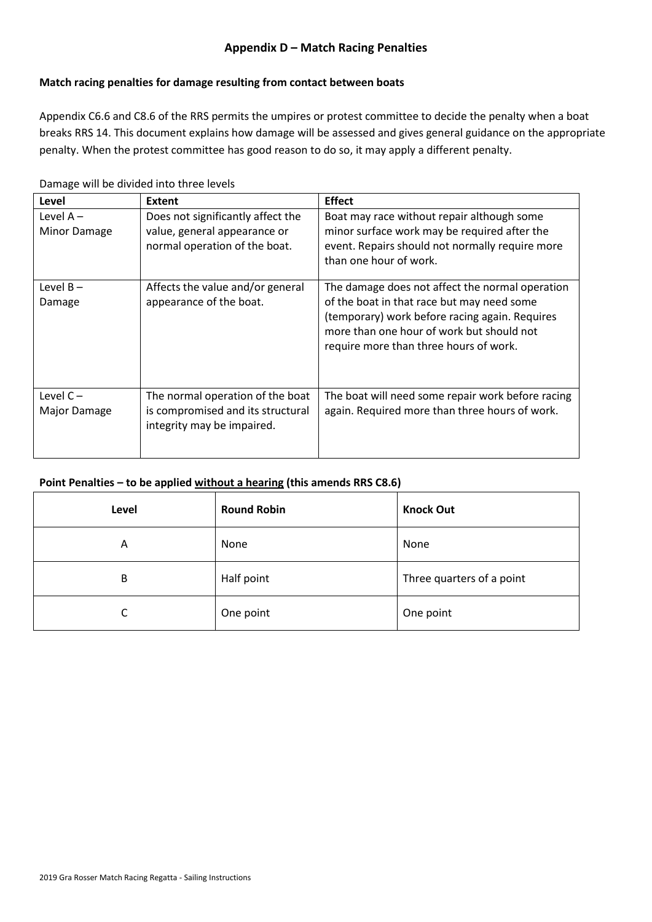## Appendix D – Match Racing Penalties

**Match racing penalties for damage resulting from contact between boats**

Appendix C6.6 and C8.6 of the RRS permits the umpires or protest committee to decide the penalty when a boat breaks RRS 14. This document explains how damage will be assessed and gives general guidance on the appropriate penalty. When the protest committee has good reason to do so, it may apply a different penalty.

Damage will be divided into three levels

| Level | Extent | Effect |
|---|---|---|
| Level A – Minor Damage | Does not significantly affect the value, general appearance or normal operation of the boat. | Boat may race without repair although some minor surface work may be required after the event. Repairs should not normally require more than one hour of work. |
| Level B – Damage | Affects the value and/or general appearance of the boat. | The damage does not affect the normal operation of the boat in that race but may need some (temporary) work before racing again. Requires more than one hour of work but should not require more than three hours of work. |
| Level C – Major Damage | The normal operation of the boat is compromised and its structural integrity may be impaired. | The boat will need some repair work before racing again. Required more than three hours of work. |

**Point Penalties – to be applied <u>without a hearing</u> (this amends RRS C8.6)**

| Level | Round Robin | Knock Out |
|---|---|---|
| A | None | None |
| B | Half point | Three quarters of a point |
| C | One point | One point |